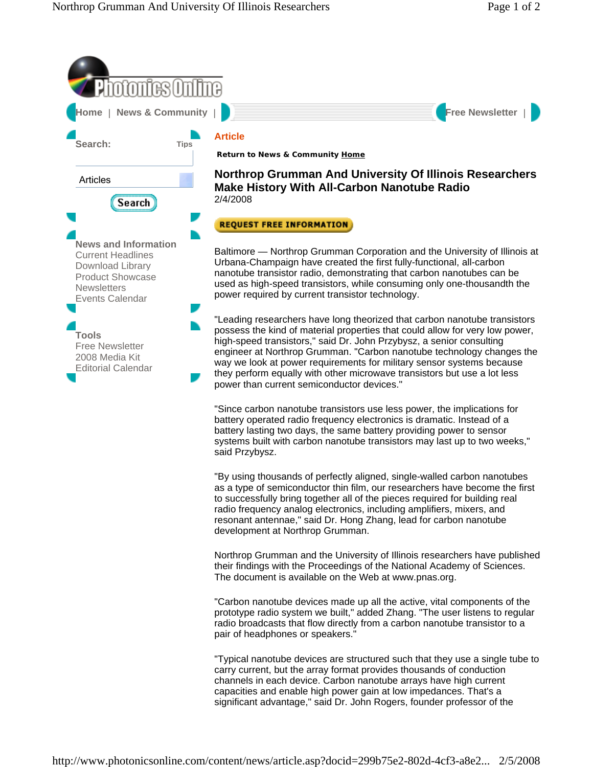Photonics Online

Home | News & Community | Free Newsletter |

Search: Tips

Articles

Search

**News and Information**
Current Headlines
Download Library
Product Showcase
Newsletters
Events Calendar

**Tools**
Free Newsletter
2008 Media Kit
Editorial Calendar

**Article**

**Return to News & Community Home**

## Northrop Grumman And University Of Illinois Researchers Make History With All-Carbon Nanotube Radio

2/4/2008

REQUEST FREE INFORMATION

Baltimore — Northrop Grumman Corporation and the University of Illinois at Urbana-Champaign have created the first fully-functional, all-carbon nanotube transistor radio, demonstrating that carbon nanotubes can be used as high-speed transistors, while consuming only one-thousandth the power required by current transistor technology.

"Leading researchers have long theorized that carbon nanotube transistors possess the kind of material properties that could allow for very low power, high-speed transistors," said Dr. John Przybysz, a senior consulting engineer at Northrop Grumman. "Carbon nanotube technology changes the way we look at power requirements for military sensor systems because they perform equally with other microwave transistors but use a lot less power than current semiconductor devices."

"Since carbon nanotube transistors use less power, the implications for battery operated radio frequency electronics is dramatic. Instead of a battery lasting two days, the same battery providing power to sensor systems built with carbon nanotube transistors may last up to two weeks," said Przybysz.

"By using thousands of perfectly aligned, single-walled carbon nanotubes as a type of semiconductor thin film, our researchers have become the first to successfully bring together all of the pieces required for building real radio frequency analog electronics, including amplifiers, mixers, and resonant antennae," said Dr. Hong Zhang, lead for carbon nanotube development at Northrop Grumman.

Northrop Grumman and the University of Illinois researchers have published their findings with the Proceedings of the National Academy of Sciences. The document is available on the Web at www.pnas.org.

"Carbon nanotube devices made up all the active, vital components of the prototype radio system we built," added Zhang. "The user listens to regular radio broadcasts that flow directly from a carbon nanotube transistor to a pair of headphones or speakers."

"Typical nanotube devices are structured such that they use a single tube to carry current, but the array format provides thousands of conduction channels in each device. Carbon nanotube arrays have high current capacities and enable high power gain at low impedances. That's a significant advantage," said Dr. John Rogers, founder professor of the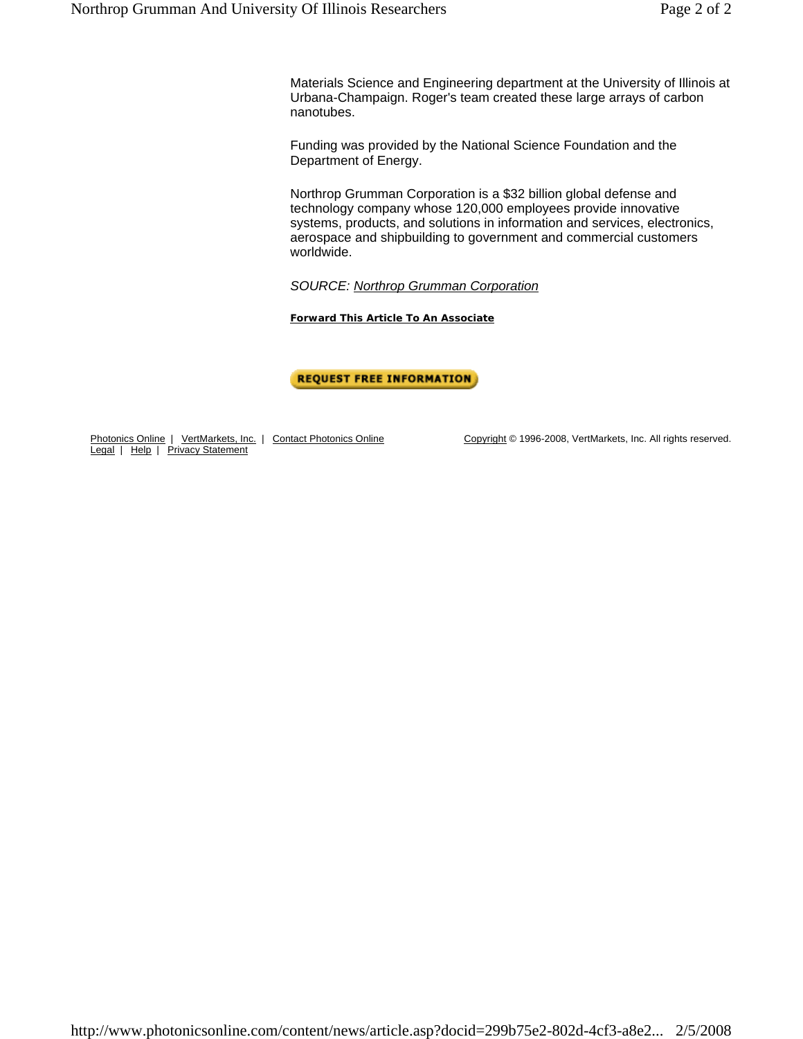Materials Science and Engineering department at the University of Illinois at Urbana-Champaign. Roger's team created these large arrays of carbon nanotubes.

Funding was provided by the National Science Foundation and the Department of Energy.

Northrop Grumman Corporation is a $32 billion global defense and technology company whose 120,000 employees provide innovative systems, products, and solutions in information and services, electronics, aerospace and shipbuilding to government and commercial customers worldwide.

*SOURCE: Northrop Grumman Corporation*

**Forward This Article To An Associate**

REQUEST FREE INFORMATION

Photonics Online | VertMarkets, Inc. | Contact Photonics Online
Legal | Help | Privacy Statement

Copyright © 1996-2008, VertMarkets, Inc. All rights reserved.